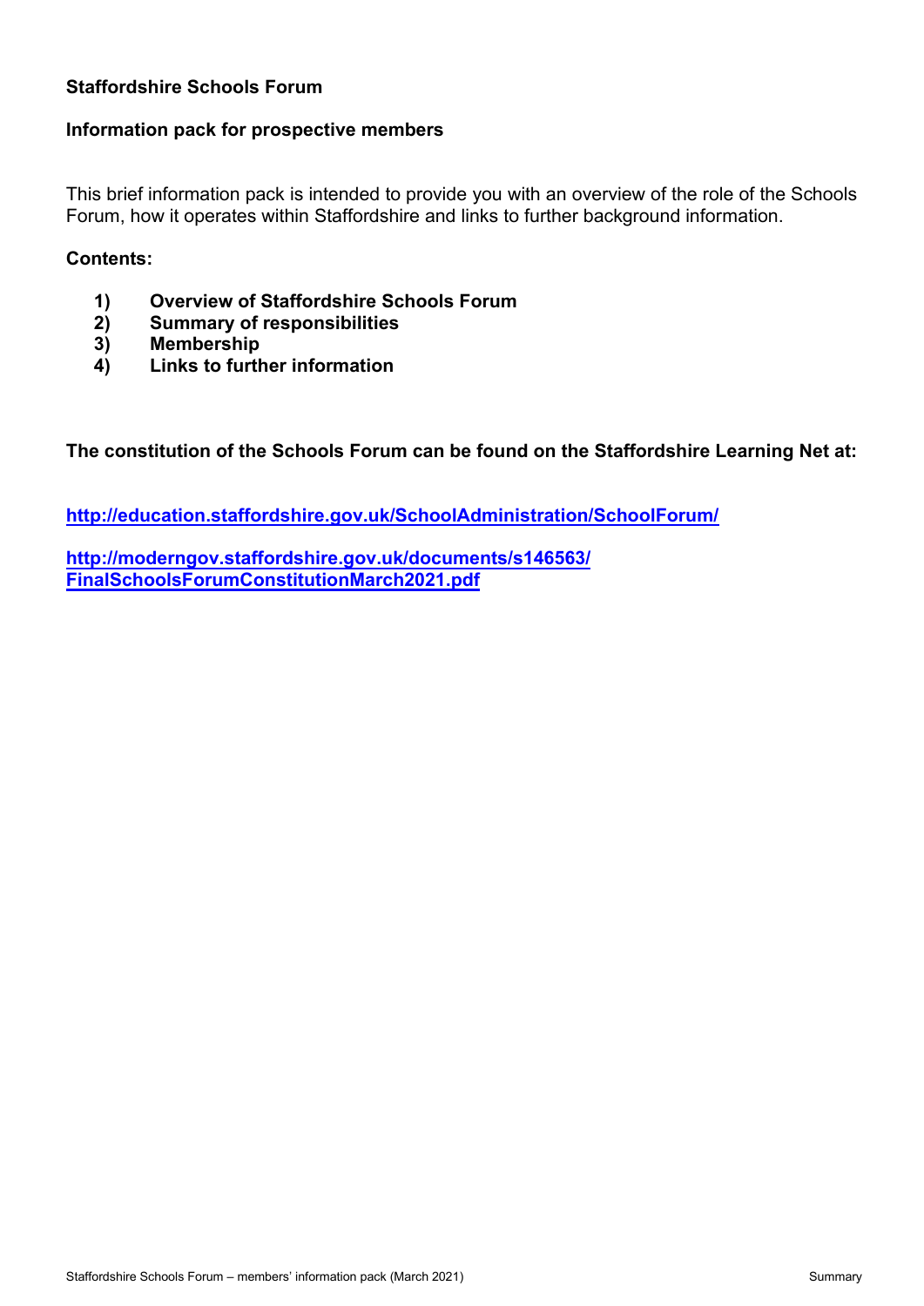# Staffordshire Schools Forum

## Information pack for prospective members

This brief information pack is intended to provide you with an overview of the role of the Schools Forum, how it operates within Staffordshire and links to further background information.

**Contents:**

1) **Overview of Staffordshire Schools Forum**
2) **Summary of responsibilities**
3) **Membership**
4) **Links to further information**

**The constitution of the Schools Forum can be found on the Staffordshire Learning Net at:**

**http://education.staffordshire.gov.uk/SchoolAdministration/SchoolForum/**

**http://moderngov.staffordshire.gov.uk/documents/s146563/FinalSchoolsForumConstitutionMarch2021.pdf**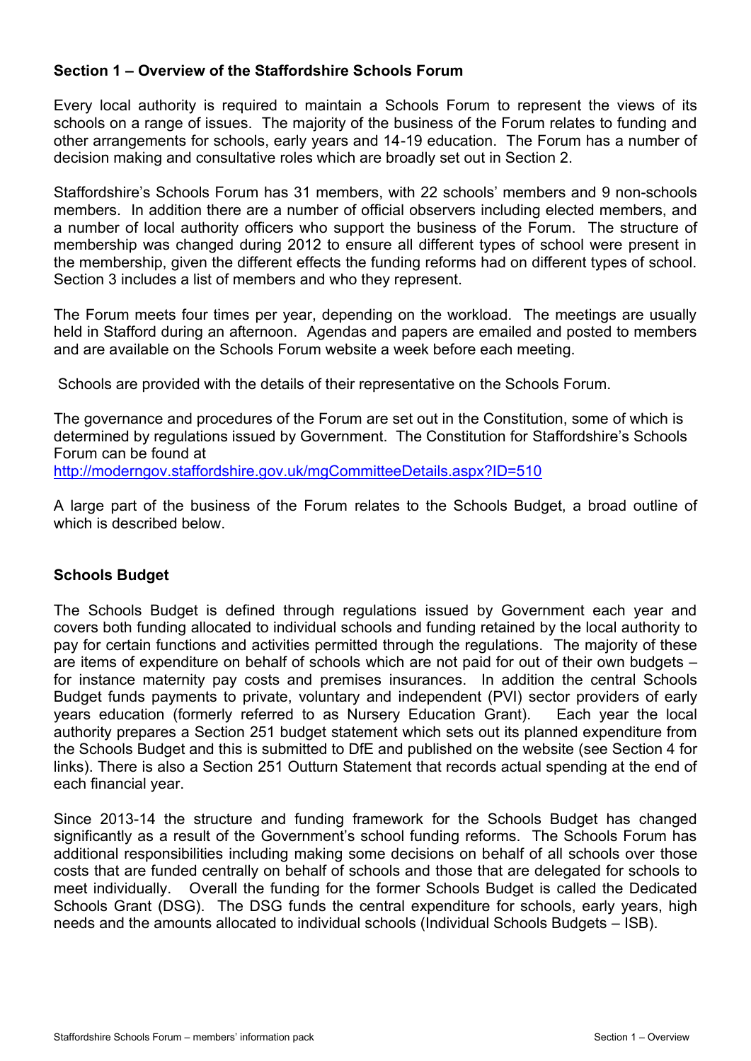## Section 1 – Overview of the Staffordshire Schools Forum

Every local authority is required to maintain a Schools Forum to represent the views of its schools on a range of issues. The majority of the business of the Forum relates to funding and other arrangements for schools, early years and 14-19 education. The Forum has a number of decision making and consultative roles which are broadly set out in Section 2.

Staffordshire's Schools Forum has 31 members, with 22 schools' members and 9 non-schools members. In addition there are a number of official observers including elected members, and a number of local authority officers who support the business of the Forum. The structure of membership was changed during 2012 to ensure all different types of school were present in the membership, given the different effects the funding reforms had on different types of school. Section 3 includes a list of members and who they represent.

The Forum meets four times per year, depending on the workload. The meetings are usually held in Stafford during an afternoon. Agendas and papers are emailed and posted to members and are available on the Schools Forum website a week before each meeting.

Schools are provided with the details of their representative on the Schools Forum.

The governance and procedures of the Forum are set out in the Constitution, some of which is determined by regulations issued by Government. The Constitution for Staffordshire's Schools Forum can be found at
http://moderngov.staffordshire.gov.uk/mgCommitteeDetails.aspx?ID=510

A large part of the business of the Forum relates to the Schools Budget, a broad outline of which is described below.

### Schools Budget

The Schools Budget is defined through regulations issued by Government each year and covers both funding allocated to individual schools and funding retained by the local authority to pay for certain functions and activities permitted through the regulations. The majority of these are items of expenditure on behalf of schools which are not paid for out of their own budgets – for instance maternity pay costs and premises insurances. In addition the central Schools Budget funds payments to private, voluntary and independent (PVI) sector providers of early years education (formerly referred to as Nursery Education Grant). Each year the local authority prepares a Section 251 budget statement which sets out its planned expenditure from the Schools Budget and this is submitted to DfE and published on the website (see Section 4 for links). There is also a Section 251 Outturn Statement that records actual spending at the end of each financial year.

Since 2013-14 the structure and funding framework for the Schools Budget has changed significantly as a result of the Government's school funding reforms. The Schools Forum has additional responsibilities including making some decisions on behalf of all schools over those costs that are funded centrally on behalf of schools and those that are delegated for schools to meet individually. Overall the funding for the former Schools Budget is called the Dedicated Schools Grant (DSG). The DSG funds the central expenditure for schools, early years, high needs and the amounts allocated to individual schools (Individual Schools Budgets – ISB).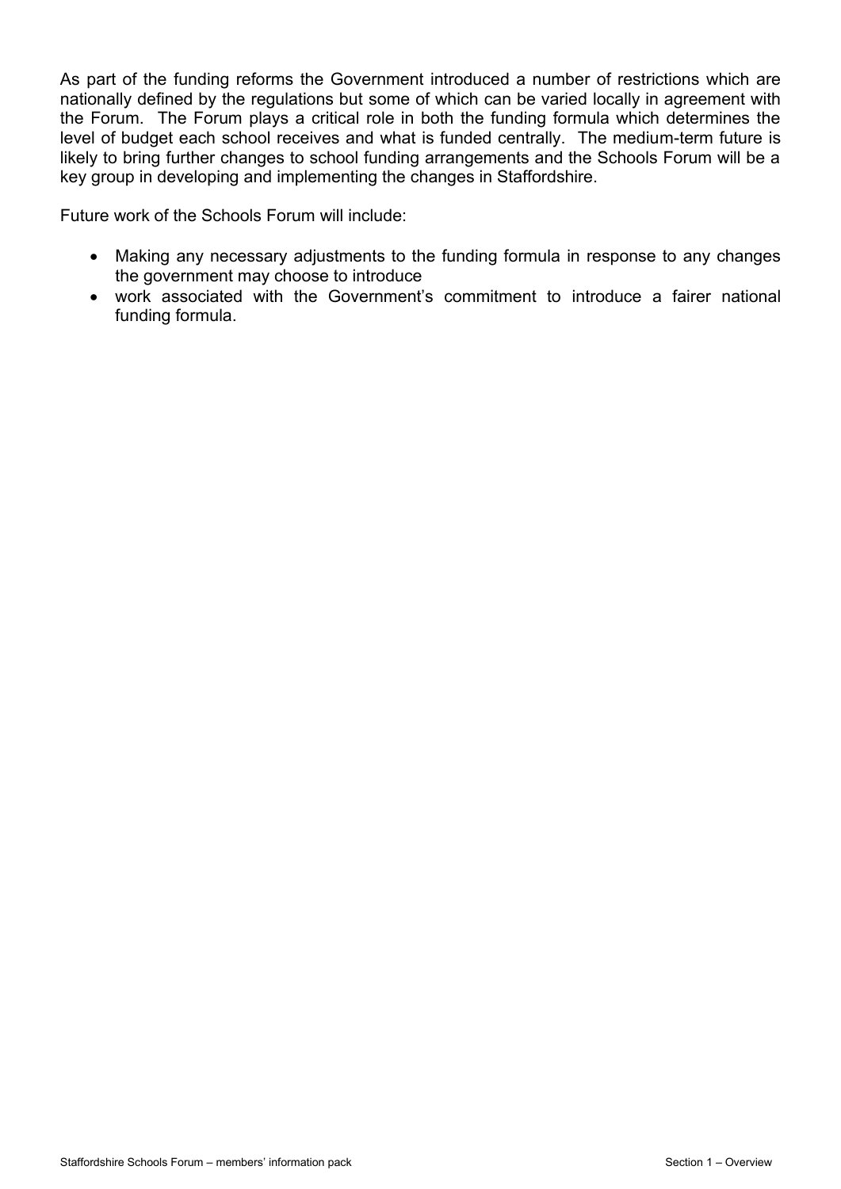As part of the funding reforms the Government introduced a number of restrictions which are nationally defined by the regulations but some of which can be varied locally in agreement with the Forum. The Forum plays a critical role in both the funding formula which determines the level of budget each school receives and what is funded centrally. The medium-term future is likely to bring further changes to school funding arrangements and the Schools Forum will be a key group in developing and implementing the changes in Staffordshire.

Future work of the Schools Forum will include:

- Making any necessary adjustments to the funding formula in response to any changes the government may choose to introduce
- work associated with the Government's commitment to introduce a fairer national funding formula.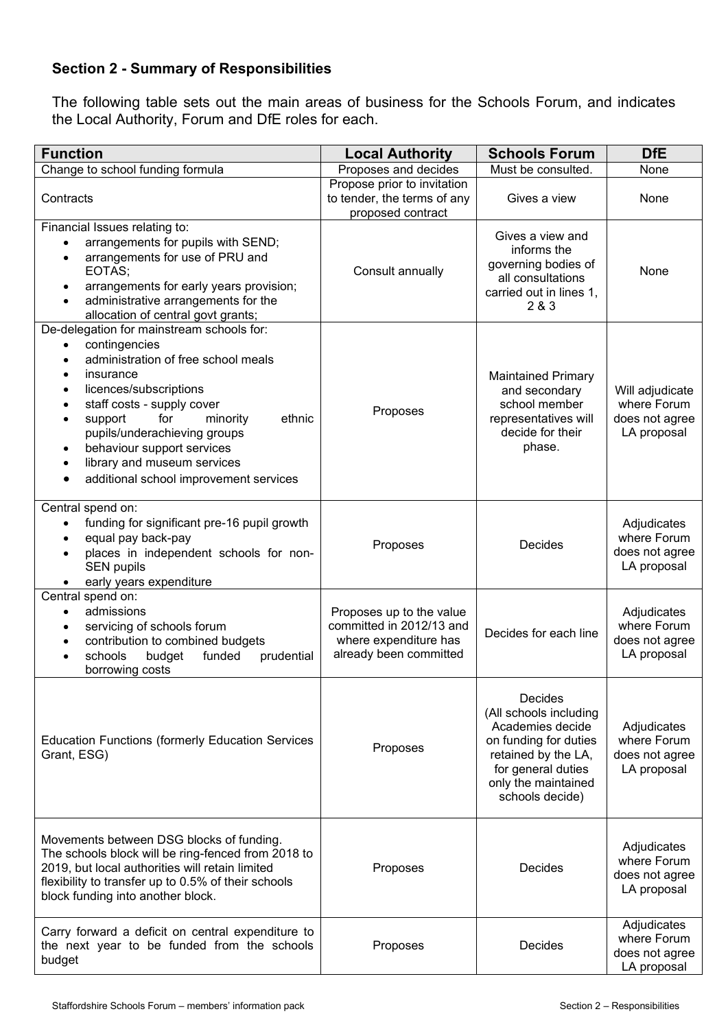## Section 2 - Summary of Responsibilities

The following table sets out the main areas of business for the Schools Forum, and indicates the Local Authority, Forum and DfE roles for each.

| Function | Local Authority | Schools Forum | DfE |
|---|---|---|---|
| Change to school funding formula | Proposes and decides | Must be consulted. | None |
| Contracts | Propose prior to invitation to tender, the terms of any proposed contract | Gives a view | None |
| Financial Issues relating to:<br>• arrangements for pupils with SEND;<br>• arrangements for use of PRU and EOTAS;<br>• arrangements for early years provision;<br>• administrative arrangements for the allocation of central govt grants; | Consult annually | Gives a view and informs the governing bodies of all consultations carried out in lines 1, 2 & 3 | None |
| De-delegation for mainstream schools for:<br>• contingencies<br>• administration of free school meals<br>• insurance<br>• licences/subscriptions<br>• staff costs - supply cover<br>• support for minority ethnic pupils/underachieving groups<br>• behaviour support services<br>• library and museum services<br>• additional school improvement services | Proposes | Maintained Primary and secondary school member representatives will decide for their phase. | Will adjudicate where Forum does not agree LA proposal |
| Central spend on:<br>• funding for significant pre-16 pupil growth<br>• equal pay back-pay<br>• places in independent schools for non-SEN pupils<br>• early years expenditure | Proposes | Decides | Adjudicates where Forum does not agree LA proposal |
| Central spend on:<br>• admissions<br>• servicing of schools forum<br>• contribution to combined budgets<br>• schools budget funded prudential borrowing costs | Proposes up to the value committed in 2012/13 and where expenditure has already been committed | Decides for each line | Adjudicates where Forum does not agree LA proposal |
| Education Functions (formerly Education Services Grant, ESG) | Proposes | Decides<br>(All schools including Academies decide on funding for duties retained by the LA, for general duties only the maintained schools decide) | Adjudicates where Forum does not agree LA proposal |
| Movements between DSG blocks of funding. The schools block will be ring-fenced from 2018 to 2019, but local authorities will retain limited flexibility to transfer up to 0.5% of their schools block funding into another block. | Proposes | Decides | Adjudicates where Forum does not agree LA proposal |
| Carry forward a deficit on central expenditure to the next year to be funded from the schools budget | Proposes | Decides | Adjudicates where Forum does not agree LA proposal |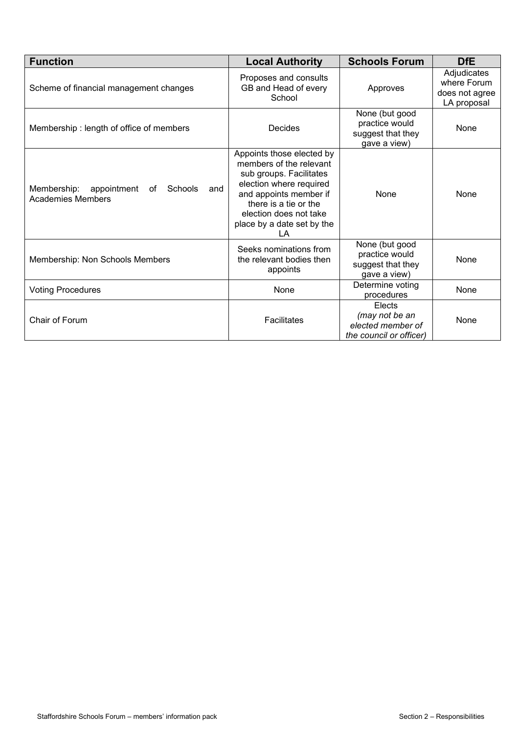| Function | Local Authority | Schools Forum | DfE |
|---|---|---|---|
| Scheme of financial management changes | Proposes and consults GB and Head of every School | Approves | Adjudicates where Forum does not agree LA proposal |
| Membership : length of office of members | Decides | None (but good practice would suggest that they gave a view) | None |
| Membership: appointment of Schools and Academies Members | Appoints those elected by members of the relevant sub groups. Facilitates election where required and appoints member if there is a tie or the election does not take place by a date set by the LA | None | None |
| Membership: Non Schools Members | Seeks nominations from the relevant bodies then appoints | None (but good practice would suggest that they gave a view) | None |
| Voting Procedures | None | Determine voting procedures | None |
| Chair of Forum | Facilitates | Elects *(may not be an elected member of the council or officer)* | None |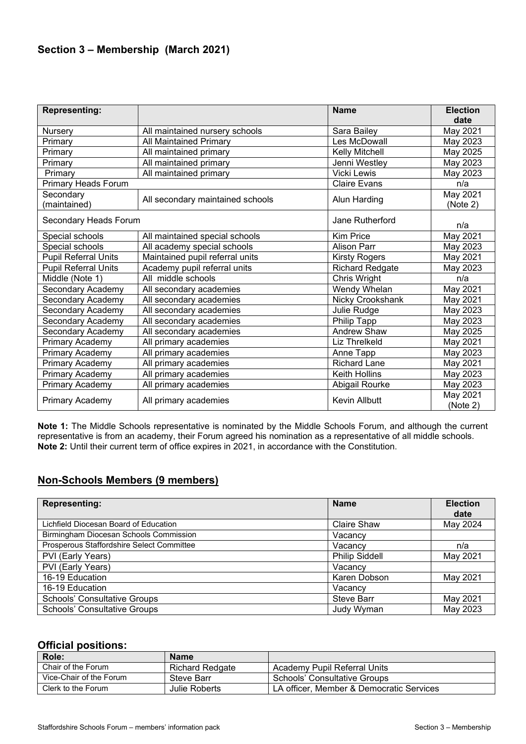## Section 3 – Membership (March 2021)

| Representing: | | Name | Election date |
|---|---|---|---|
| Nursery | All maintained nursery schools | Sara Bailey | May 2021 |
| Primary | All Maintained Primary | Les McDowall | May 2023 |
| Primary | All maintained primary | Kelly Mitchell | May 2025 |
| Primary | All maintained primary | Jenni Westley | May 2023 |
| Primary | All maintained primary | Vicki Lewis | May 2023 |
| Primary Heads Forum | | Claire Evans | n/a |
| Secondary (maintained) | All secondary maintained schools | Alun Harding | May 2021 (Note 2) |
| Secondary Heads Forum | | Jane Rutherford | n/a |
| Special schools | All maintained special schools | Kim Price | May 2021 |
| Special schools | All academy special schools | Alison Parr | May 2023 |
| Pupil Referral Units | Maintained pupil referral units | Kirsty Rogers | May 2021 |
| Pupil Referral Units | Academy pupil referral units | Richard Redgate | May 2023 |
| Middle (Note 1) | All middle schools | Chris Wright | n/a |
| Secondary Academy | All secondary academies | Wendy Whelan | May 2021 |
| Secondary Academy | All secondary academies | Nicky Crookshank | May 2021 |
| Secondary Academy | All secondary academies | Julie Rudge | May 2023 |
| Secondary Academy | All secondary academies | Philip Tapp | May 2023 |
| Secondary Academy | All secondary academies | Andrew Shaw | May 2025 |
| Primary Academy | All primary academies | Liz Threlkeld | May 2021 |
| Primary Academy | All primary academies | Anne Tapp | May 2023 |
| Primary Academy | All primary academies | Richard Lane | May 2021 |
| Primary Academy | All primary academies | Keith Hollins | May 2023 |
| Primary Academy | All primary academies | Abigail Rourke | May 2023 |
| Primary Academy | All primary academies | Kevin Allbutt | May 2021 (Note 2) |

**Note 1:** The Middle Schools representative is nominated by the Middle Schools Forum, and although the current representative is from an academy, their Forum agreed his nomination as a representative of all middle schools.
**Note 2:** Until their current term of office expires in 2021, in accordance with the Constitution.

## Non-Schools Members (9 members)

| Representing: | Name | Election date |
|---|---|---|
| Lichfield Diocesan Board of Education | Claire Shaw | May 2024 |
| Birmingham Diocesan Schools Commission | Vacancy | |
| Prosperous Staffordshire Select Committee | Vacancy | n/a |
| PVI (Early Years) | Philip Siddell | May 2021 |
| PVI (Early Years) | Vacancy | |
| 16-19 Education | Karen Dobson | May 2021 |
| 16-19 Education | Vacancy | |
| Schools' Consultative Groups | Steve Barr | May 2021 |
| Schools' Consultative Groups | Judy Wyman | May 2023 |

## Official positions:

| Role: | Name | |
|---|---|---|
| Chair of the Forum | Richard Redgate | Academy Pupil Referral Units |
| Vice-Chair of the Forum | Steve Barr | Schools' Consultative Groups |
| Clerk to the Forum | Julie Roberts | LA officer, Member & Democratic Services |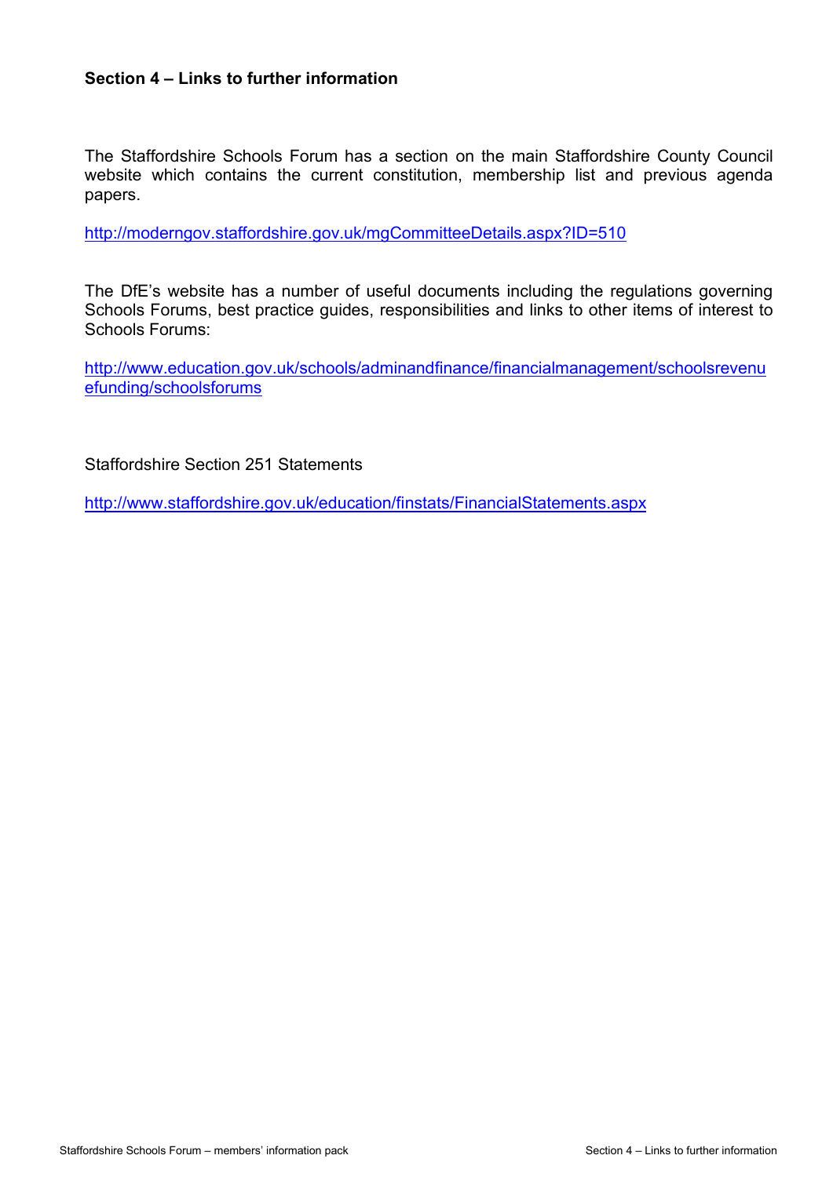**Section 4 – Links to further information**

The Staffordshire Schools Forum has a section on the main Staffordshire County Council website which contains the current constitution, membership list and previous agenda papers.

http://moderngov.staffordshire.gov.uk/mgCommitteeDetails.aspx?ID=510

The DfE's website has a number of useful documents including the regulations governing Schools Forums, best practice guides, responsibilities and links to other items of interest to Schools Forums:

http://www.education.gov.uk/schools/adminandfinance/financialmanagement/schoolsrevenuefunding/schoolsforums

Staffordshire Section 251 Statements

http://www.staffordshire.gov.uk/education/finstats/FinancialStatements.aspx